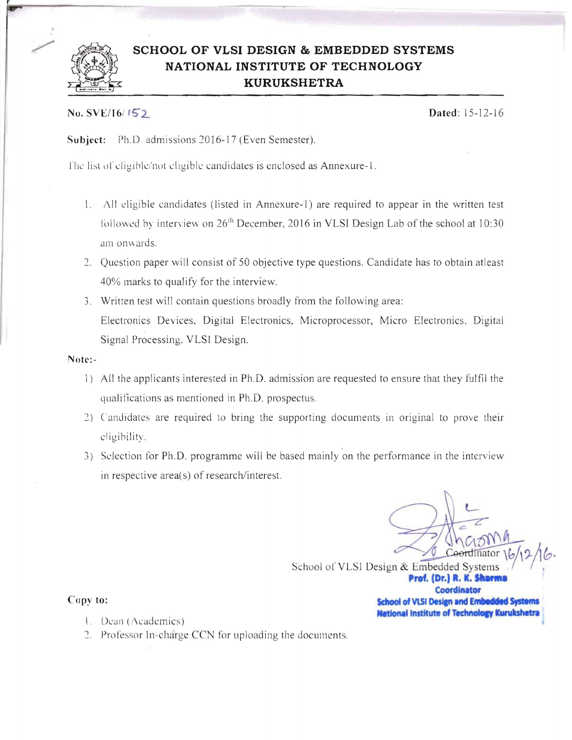# SCHOOL OF VLSI DESIGN & EMBEDDED SYSTEMS
## NATIONAL INSTITUTE OF TECHNOLOGY
## KURUKSHETRA

**No. SVE/16/ 152** **Dated:** 15-12-16

**Subject:** Ph.D. admissions 2016-17 (Even Semester).

The list of eligible/not eligible candidates is enclosed as Annexure-1.

1. All eligible candidates (listed in Annexure-1) are required to appear in the written test followed by interview on 26th December, 2016 in VLSI Design Lab of the school at 10:30 am onwards.
2. Question paper will consist of 50 objective type questions. Candidate has to obtain atleast 40% marks to qualify for the interview.
3. Written test will contain questions broadly from the following area:
   Electronics Devices, Digital Electronics, Microprocessor, Micro Electronics, Digital Signal Processing, VLSI Design.

**Note:-**

1) All the applicants interested in Ph.D. admission are requested to ensure that they fulfil the qualifications as mentioned in Ph.D. prospectus.
2) Candidates are required to bring the supporting documents in original to prove their eligibility.
3) Selection for Ph.D. programme will be based mainly on the performance in the interview in respective area(s) of research/interest.

Coordinator 16/12/16.
School of VLSI Design & Embedded Systems

**Prof. (Dr.) R. K. Sharma**
**Coordinator**
**School of VLSI Design and Embedded Systems**
**National Institute of Technology Kurukshetra**

**Copy to:**

1. Dean (Academics)
2. Professor In-charge CCN for uploading the documents.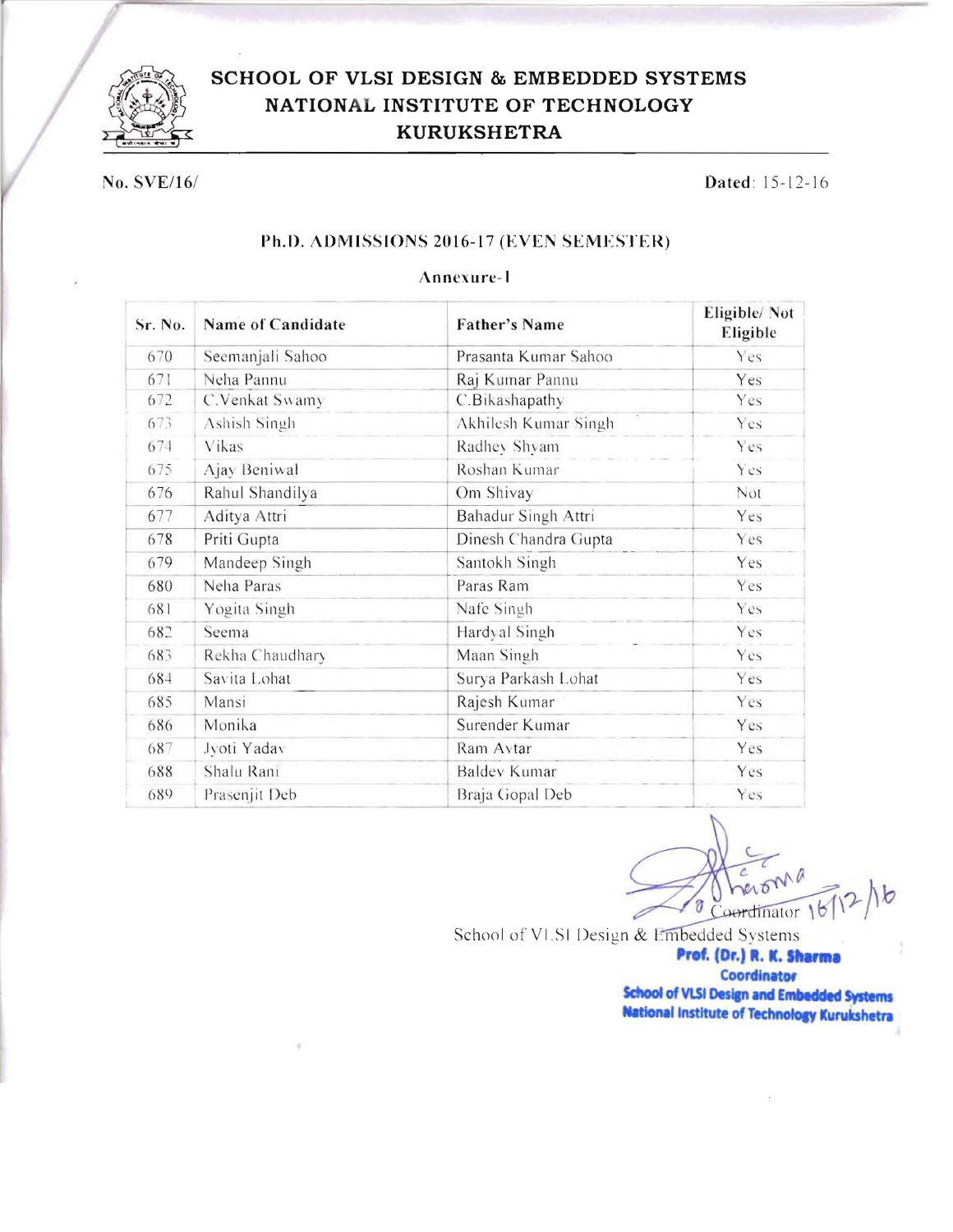# SCHOOL OF VLSI DESIGN & EMBEDDED SYSTEMS
## NATIONAL INSTITUTE OF TECHNOLOGY
## KURUKSHETRA

**No. SVE/16/** **Dated**: 15-12-16

### Ph.D. ADMISSIONS 2016-17 (EVEN SEMESTER)

**Annexure-I**

| Sr. No. | Name of Candidate | Father's Name | Eligible/ Not Eligible |
|---|---|---|---|
| 670 | Seemanjali Sahoo | Prasanta Kumar Sahoo | Yes |
| 671 | Neha Pannu | Raj Kumar Pannu | Yes |
| 672 | C.Venkat Swamy | C.Bikashapathy | Yes |
| 673 | Ashish Singh | Akhilesh Kumar Singh | Yes |
| 674 | Vikas | Radhey Shyam | Yes |
| 675 | Ajay Beniwal | Roshan Kumar | Yes |
| 676 | Rahul Shandilya | Om Shivay | Not |
| 677 | Aditya Attri | Bahadur Singh Attri | Yes |
| 678 | Priti Gupta | Dinesh Chandra Gupta | Yes |
| 679 | Mandeep Singh | Santokh Singh | Yes |
| 680 | Neha Paras | Paras Ram | Yes |
| 681 | Yogita Singh | Nafe Singh | Yes |
| 682 | Seema | Hardyal Singh | Yes |
| 683 | Rekha Chaudhary | Maan Singh | Yes |
| 684 | Savita Lohat | Surya Parkash Lohat | Yes |
| 685 | Mansi | Rajesh Kumar | Yes |
| 686 | Monika | Surender Kumar | Yes |
| 687 | Jyoti Yadav | Ram Avtar | Yes |
| 688 | Shalu Rani | Baldev Kumar | Yes |
| 689 | Prasenjit Deb | Braja Gopal Deb | Yes |

Coordinator 16/12/16
School of VLSI Design & Embedded Systems

**Prof. (Dr.) R. K. Sharma**
**Coordinator**
**School of VLSI Design and Embedded Systems**
**National Institute of Technology Kurukshetra**